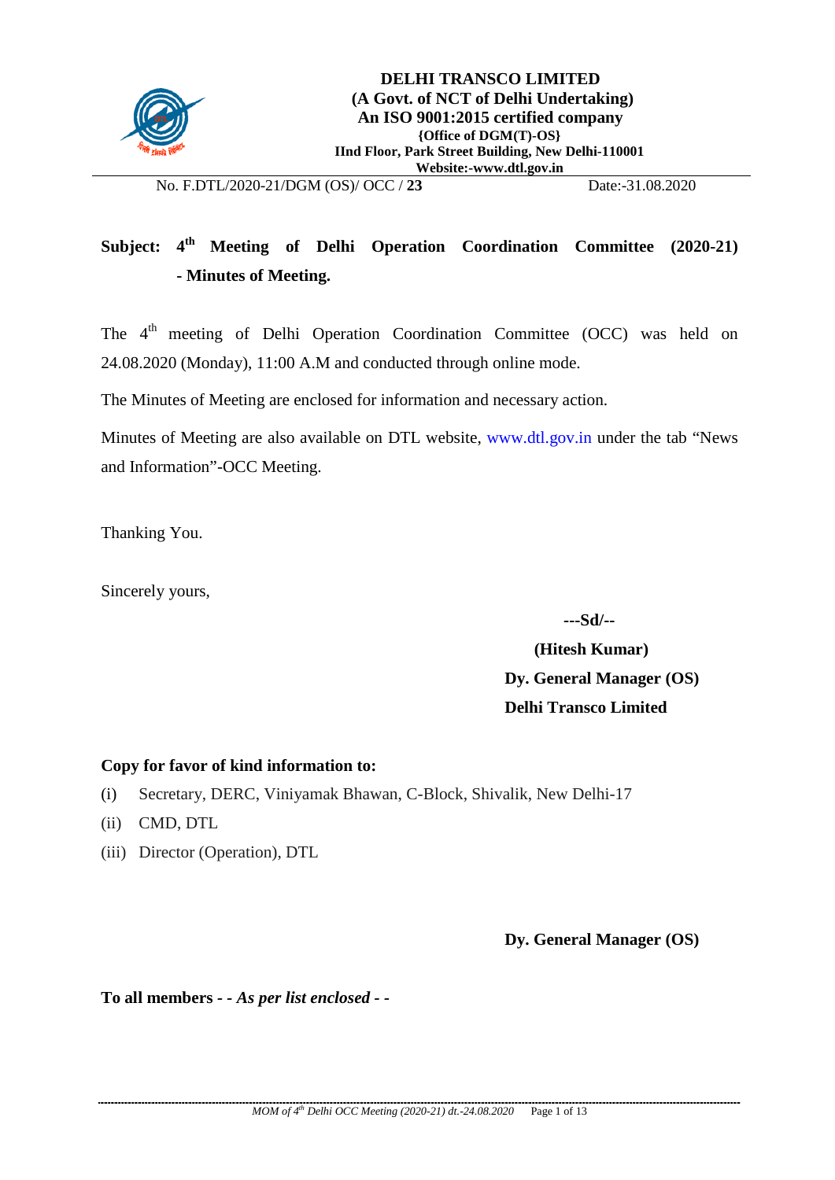**DELHI TRANSCO LIMITED**
**(A Govt. of NCT of Delhi Undertaking)**
**An ISO 9001:2015 certified company**
**{Office of DGM(T)-OS}**
**IInd Floor, Park Street Building, New Delhi-110001**
**Website:-www.dtl.gov.in**

No. F.DTL/2020-21/DGM (OS)/ OCC / **23** Date:-31.08.2020

**Subject: 4th Meeting of Delhi Operation Coordination Committee (2020-21) - Minutes of Meeting.**

The 4th meeting of Delhi Operation Coordination Committee (OCC) was held on 24.08.2020 (Monday), 11:00 A.M and conducted through online mode.

The Minutes of Meeting are enclosed for information and necessary action.

Minutes of Meeting are also available on DTL website, www.dtl.gov.in under the tab "News and Information"-OCC Meeting.

Thanking You.

Sincerely yours,

**---Sd/--**

**(Hitesh Kumar)**
**Dy. General Manager (OS)**
**Delhi Transco Limited**

**Copy for favor of kind information to:**

(i) Secretary, DERC, Viniyamak Bhawan, C-Block, Shivalik, New Delhi-17

(ii) CMD, DTL

(iii) Director (Operation), DTL

**Dy. General Manager (OS)**

**To all members - -** ***As per list enclosed*** **- -**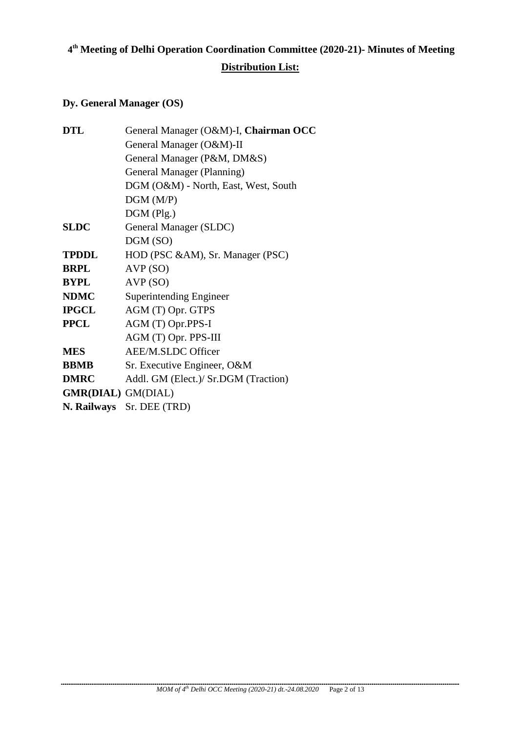# 4th Meeting of Delhi Operation Coordination Committee (2020-21)- Minutes of Meeting

## Distribution List:

**Dy. General Manager (OS)**

| | |
|---|---|
| **DTL** | General Manager (O&M)-I, **Chairman OCC** |
| | General Manager (O&M)-II |
| | General Manager (P&M, DM&S) |
| | General Manager (Planning) |
| | DGM (O&M) - North, East, West, South |
| | DGM (M/P) |
| | DGM (Plg.) |
| **SLDC** | General Manager (SLDC) |
| | DGM (SO) |
| **TPDDL** | HOD (PSC &AM), Sr. Manager (PSC) |
| **BRPL** | AVP (SO) |
| **BYPL** | AVP (SO) |
| **NDMC** | Superintending Engineer |
| **IPGCL** | AGM (T) Opr. GTPS |
| **PPCL** | AGM (T) Opr.PPS-I |
| | AGM (T) Opr. PPS-III |
| **MES** | AEE/M.SLDC Officer |
| **BBMB** | Sr. Executive Engineer, O&M |
| **DMRC** | Addl. GM (Elect.)/ Sr.DGM (Traction) |
| **GMR(DIAL)** | GM(DIAL) |
| **N. Railways** | Sr. DEE (TRD) |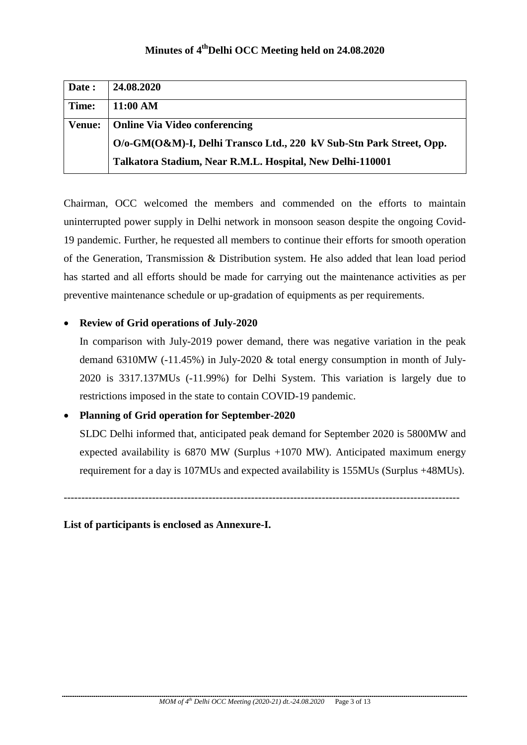# Minutes of 4th Delhi OCC Meeting held on 24.08.2020

| **Date :** | **24.08.2020** |
|---|---|
| **Time:** | **11:00 AM** |
| **Venue:** | **Online Via Video conferencing**<br>**O/o-GM(O&M)-I, Delhi Transco Ltd., 220 kV Sub-Stn Park Street, Opp. Talkatora Stadium, Near R.M.L. Hospital, New Delhi-110001** |

Chairman, OCC welcomed the members and commended on the efforts to maintain uninterrupted power supply in Delhi network in monsoon season despite the ongoing Covid-19 pandemic. Further, he requested all members to continue their efforts for smooth operation of the Generation, Transmission & Distribution system. He also added that lean load period has started and all efforts should be made for carrying out the maintenance activities as per preventive maintenance schedule or up-gradation of equipments as per requirements.

- **Review of Grid operations of July-2020**

  In comparison with July-2019 power demand, there was negative variation in the peak demand 6310MW (-11.45%) in July-2020 & total energy consumption in month of July-2020 is 3317.137MUs (-11.99%) for Delhi System. This variation is largely due to restrictions imposed in the state to contain COVID-19 pandemic.

- **Planning of Grid operation for September-2020**

  SLDC Delhi informed that, anticipated peak demand for September 2020 is 5800MW and expected availability is 6870 MW (Surplus +1070 MW). Anticipated maximum energy requirement for a day is 107MUs and expected availability is 155MUs (Surplus +48MUs).

---

**List of participants is enclosed as Annexure-I.**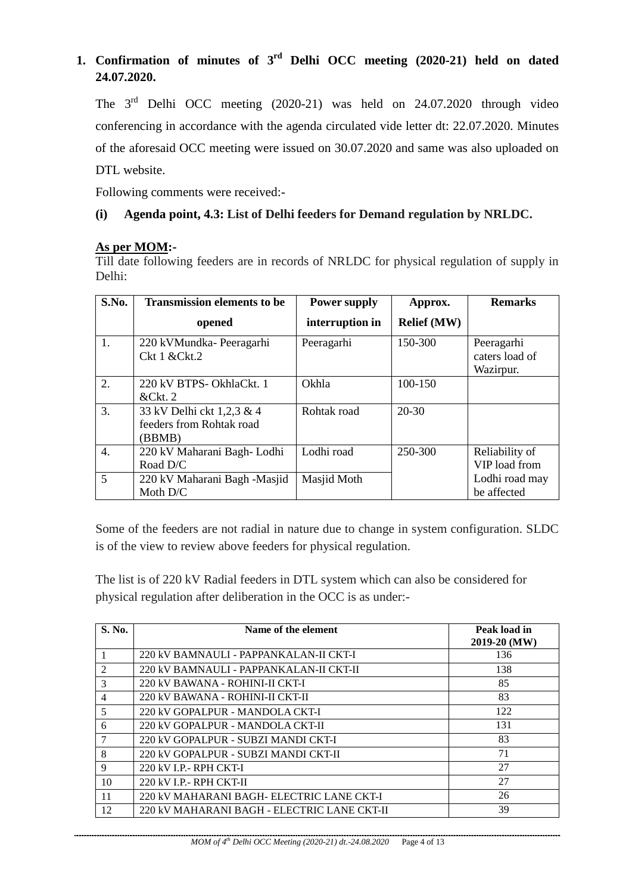## 1. Confirmation of minutes of 3rd Delhi OCC meeting (2020-21) held on dated 24.07.2020.

The 3rd Delhi OCC meeting (2020-21) was held on 24.07.2020 through video conferencing in accordance with the agenda circulated vide letter dt: 22.07.2020. Minutes of the aforesaid OCC meeting were issued on 30.07.2020 and same was also uploaded on DTL website.

Following comments were received:-

**(i) Agenda point, 4.3: List of Delhi feeders for Demand regulation by NRLDC.**

**As per MOM:-**

Till date following feeders are in records of NRLDC for physical regulation of supply in Delhi:

| S.No. | Transmission elements to be opened | Power supply interruption in | Approx. Relief (MW) | Remarks |
|---|---|---|---|---|
| 1. | 220 kVMundka- Peeragarhi Ckt 1 &Ckt.2 | Peeragarhi | 150-300 | Peeragarhi caters load of Wazirpur. |
| 2. | 220 kV BTPS- OkhlaCkt. 1 &Ckt. 2 | Okhla | 100-150 | |
| 3. | 33 kV Delhi ckt 1,2,3 & 4 feeders from Rohtak road (BBMB) | Rohtak road | 20-30 | |
| 4. | 220 kV Maharani Bagh- Lodhi Road D/C | Lodhi road | 250-300 | Reliability of VIP load from Lodhi road may be affected |
| 5 | 220 kV Maharani Bagh -Masjid Moth D/C | Masjid Moth | | |

Some of the feeders are not radial in nature due to change in system configuration. SLDC is of the view to review above feeders for physical regulation.

The list is of 220 kV Radial feeders in DTL system which can also be considered for physical regulation after deliberation in the OCC is as under:-

| S. No. | Name of the element | Peak load in 2019-20 (MW) |
|---|---|---|
| 1 | 220 kV BAMNAULI - PAPPANKALAN-II CKT-I | 136 |
| 2 | 220 kV BAMNAULI - PAPPANKALAN-II CKT-II | 138 |
| 3 | 220 kV BAWANA - ROHINI-II CKT-I | 85 |
| 4 | 220 kV BAWANA - ROHINI-II CKT-II | 83 |
| 5 | 220 kV GOPALPUR - MANDOLA CKT-I | 122 |
| 6 | 220 kV GOPALPUR - MANDOLA CKT-II | 131 |
| 7 | 220 kV GOPALPUR - SUBZI MANDI CKT-I | 83 |
| 8 | 220 kV GOPALPUR - SUBZI MANDI CKT-II | 71 |
| 9 | 220 kV I.P.- RPH CKT-I | 27 |
| 10 | 220 kV I.P.- RPH CKT-II | 27 |
| 11 | 220 kV MAHARANI BAGH- ELECTRIC LANE CKT-I | 26 |
| 12 | 220 kV MAHARANI BAGH - ELECTRIC LANE CKT-II | 39 |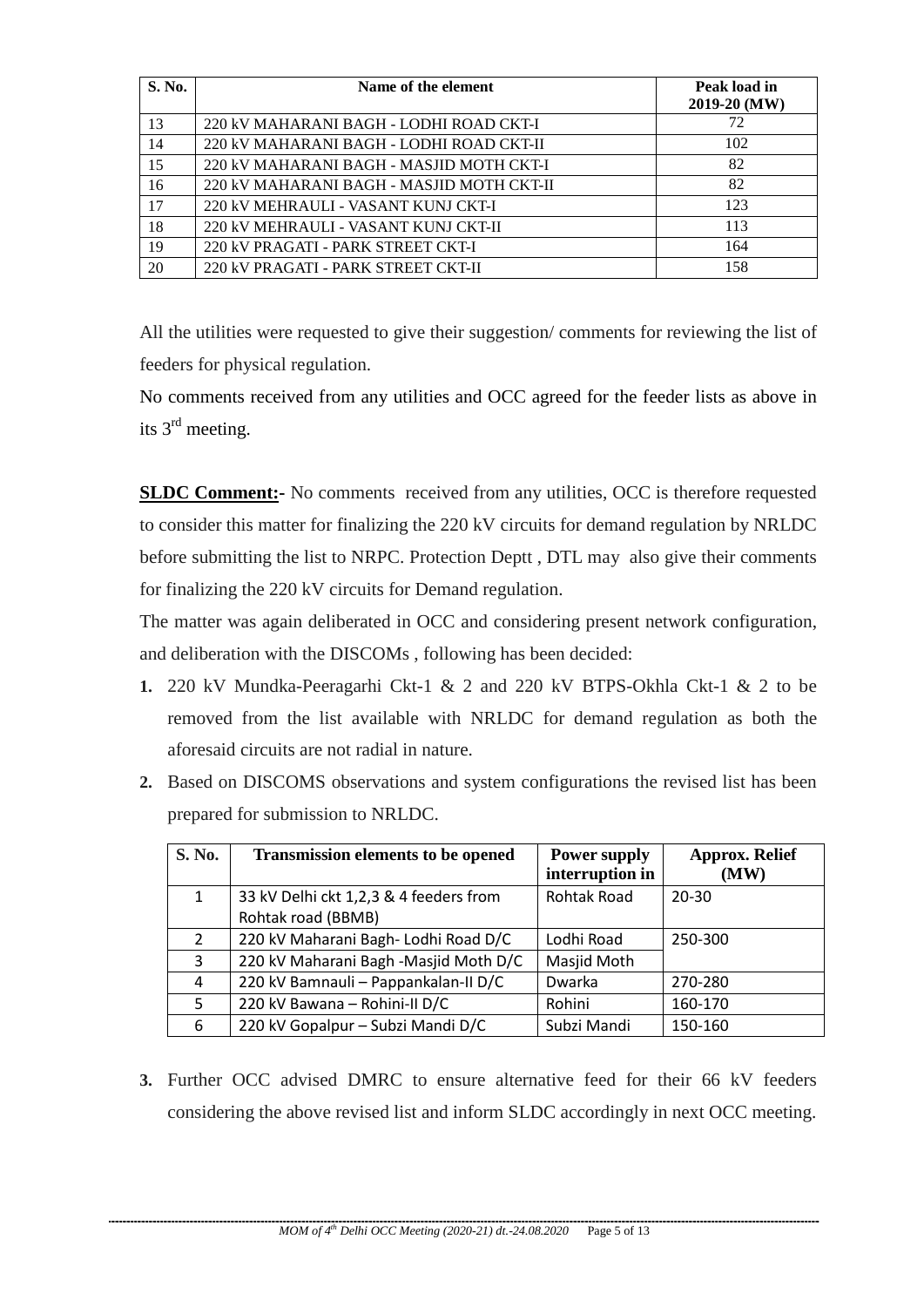| S. No. | Name of the element | Peak load in 2019-20 (MW) |
|---|---|---|
| 13 | 220 kV MAHARANI BAGH - LODHI ROAD CKT-I | 72 |
| 14 | 220 kV MAHARANI BAGH - LODHI ROAD CKT-II | 102 |
| 15 | 220 kV MAHARANI BAGH - MASJID MOTH CKT-I | 82 |
| 16 | 220 kV MAHARANI BAGH - MASJID MOTH CKT-II | 82 |
| 17 | 220 kV MEHRAULI - VASANT KUNJ CKT-I | 123 |
| 18 | 220 kV MEHRAULI - VASANT KUNJ CKT-II | 113 |
| 19 | 220 kV PRAGATI - PARK STREET CKT-I | 164 |
| 20 | 220 kV PRAGATI - PARK STREET CKT-II | 158 |

All the utilities were requested to give their suggestion/ comments for reviewing the list of feeders for physical regulation.

No comments received from any utilities and OCC agreed for the feeder lists as above in its 3rd meeting.

**SLDC Comment:-** No comments received from any utilities, OCC is therefore requested to consider this matter for finalizing the 220 kV circuits for demand regulation by NRLDC before submitting the list to NRPC. Protection Deptt , DTL may also give their comments for finalizing the 220 kV circuits for Demand regulation.

The matter was again deliberated in OCC and considering present network configuration, and deliberation with the DISCOMs , following has been decided:

1. 220 kV Mundka-Peeragarhi Ckt-1 & 2 and 220 kV BTPS-Okhla Ckt-1 & 2 to be removed from the list available with NRLDC for demand regulation as both the aforesaid circuits are not radial in nature.
2. Based on DISCOMS observations and system configurations the revised list has been prepared for submission to NRLDC.

| S. No. | Transmission elements to be opened | Power supply interruption in | Approx. Relief (MW) |
|---|---|---|---|
| 1 | 33 kV Delhi ckt 1,2,3 & 4 feeders from Rohtak road (BBMB) | Rohtak Road | 20-30 |
| 2 | 220 kV Maharani Bagh- Lodhi Road D/C | Lodhi Road | 250-300 |
| 3 | 220 kV Maharani Bagh -Masjid Moth D/C | Masjid Moth | |
| 4 | 220 kV Bamnauli – Pappankalan-II D/C | Dwarka | 270-280 |
| 5 | 220 kV Bawana – Rohini-II D/C | Rohini | 160-170 |
| 6 | 220 kV Gopalpur – Subzi Mandi D/C | Subzi Mandi | 150-160 |

3. Further OCC advised DMRC to ensure alternative feed for their 66 kV feeders considering the above revised list and inform SLDC accordingly in next OCC meeting.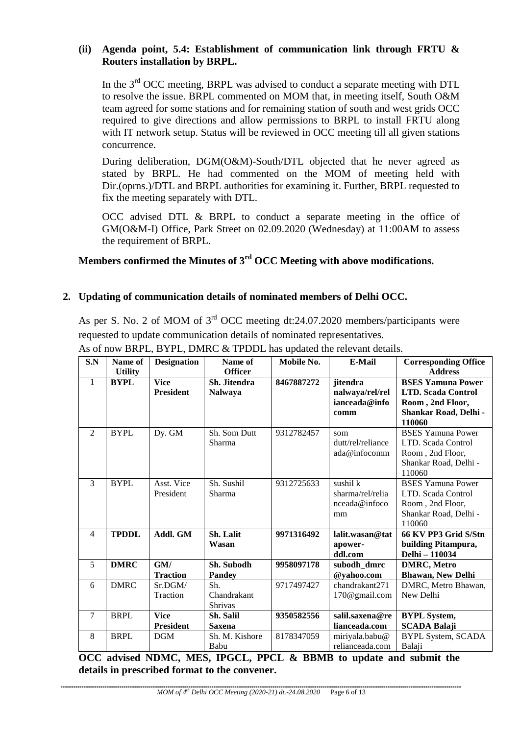**(ii) Agenda point, 5.4: Establishment of communication link through FRTU & Routers installation by BRPL.**

In the 3rd OCC meeting, BRPL was advised to conduct a separate meeting with DTL to resolve the issue. BRPL commented on MOM that, in meeting itself, South O&M team agreed for some stations and for remaining station of south and west grids OCC required to give directions and allow permissions to BRPL to install FRTU along with IT network setup. Status will be reviewed in OCC meeting till all given stations concurrence.

During deliberation, DGM(O&M)-South/DTL objected that he never agreed as stated by BRPL. He had commented on the MOM of meeting held with Dir.(oprns.)/DTL and BRPL authorities for examining it. Further, BRPL requested to fix the meeting separately with DTL.

OCC advised DTL & BRPL to conduct a separate meeting in the office of GM(O&M-I) Office, Park Street on 02.09.2020 (Wednesday) at 11:00AM to assess the requirement of BRPL.

**Members confirmed the Minutes of 3rd OCC Meeting with above modifications.**

## 2. Updating of communication details of nominated members of Delhi OCC.

As per S. No. 2 of MOM of 3rd OCC meeting dt:24.07.2020 members/participants were requested to update communication details of nominated representatives.

As of now BRPL, BYPL, DMRC & TPDDL has updated the relevant details.

| S.N | Name of Utility | Designation | Name of Officer | Mobile No. | E-Mail | Corresponding Office Address |
|---|---|---|---|---|---|---|
| 1 | **BYPL** | **Vice President** | **Sh. Jitendra Nalwaya** | **8467887272** | **jitendra nalwaya/rel/relianceada@infocomm** | **BSES Yamuna Power LTD. Scada Control Room , 2nd Floor, Shankar Road, Delhi - 110060** |
| 2 | BYPL | Dy. GM | Sh. Som Dutt Sharma | 9312782457 | som dutt/rel/relianceada@infocomm | BSES Yamuna Power LTD. Scada Control Room , 2nd Floor, Shankar Road, Delhi - 110060 |
| 3 | BYPL | Asst. Vice President | Sh. Sushil Sharma | 9312725633 | sushil k sharma/rel/relianceada@infocomm | BSES Yamuna Power LTD. Scada Control Room , 2nd Floor, Shankar Road, Delhi - 110060 |
| 4 | **TPDDL** | **Addl. GM** | **Sh. Lalit Wasan** | **9971316492** | **lalit.wasan@tatapower-ddl.com** | **66 KV PP3 Grid S/Stn building Pitampura, Delhi – 110034** |
| 5 | **DMRC** | **GM/ Traction** | **Sh. Subodh Pandey** | **9958097178** | **subodh_dmrc@yahoo.com** | **DMRC, Metro Bhawan, New Delhi** |
| 6 | DMRC | Sr.DGM/ Traction | Sh. Chandrakant Shrivas | 9717497427 | chandrakant271170@gmail.com | DMRC, Metro Bhawan, New Delhi |
| 7 | BRPL | **Vice President** | **Sh. Salil Saxena** | **9350582556** | **salil.saxena@relianceada.com** | **BYPL System, SCADA Balaji** |
| 8 | BRPL | DGM | Sh. M. Kishore Babu | 8178347059 | miriyala.babu@relianceada.com | BYPL System, SCADA Balaji |

**OCC advised NDMC, MES, IPGCL, PPCL & BBMB to update and submit the details in prescribed format to the convener.**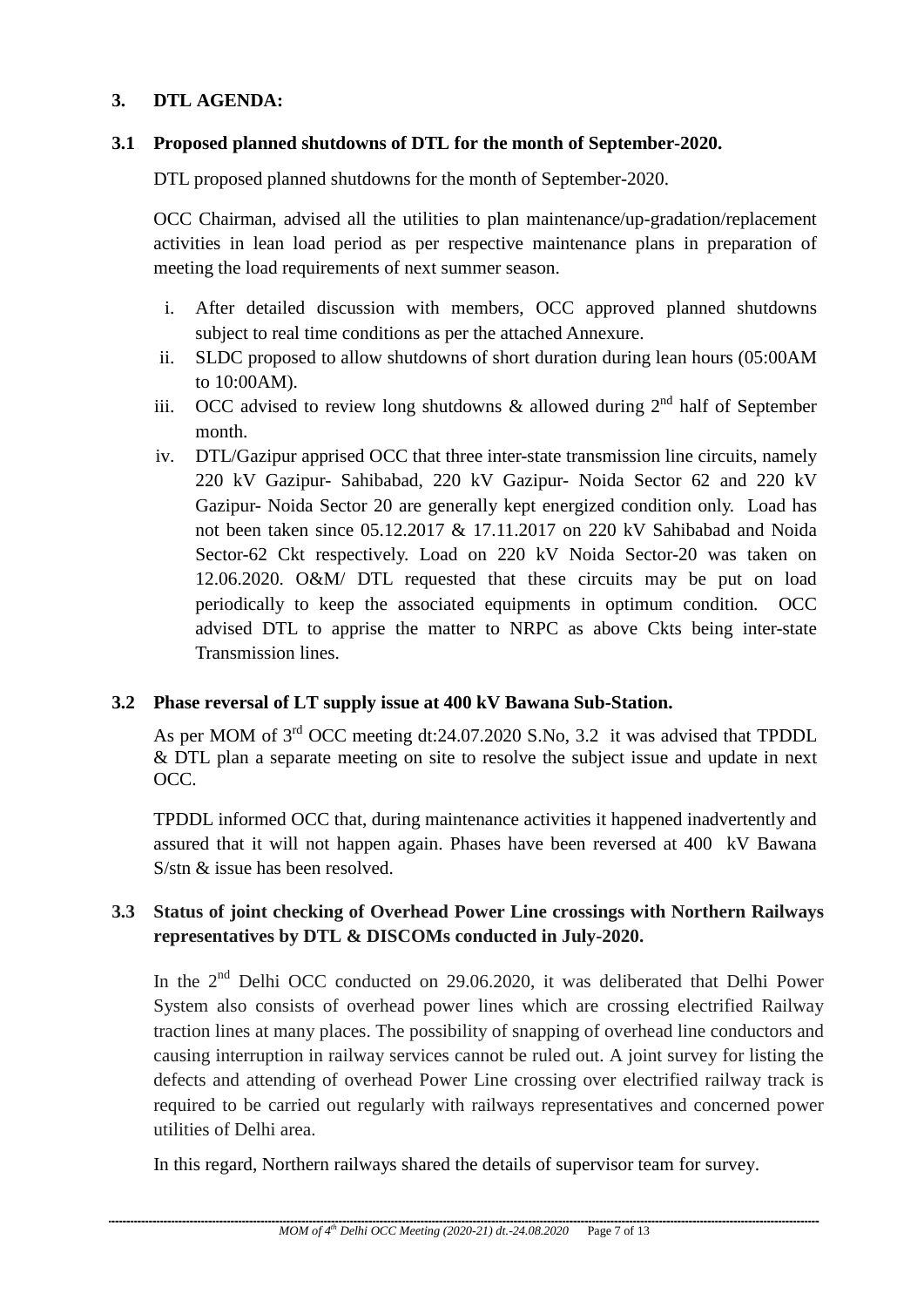## 3. DTL AGENDA:

### 3.1 Proposed planned shutdowns of DTL for the month of September-2020.

DTL proposed planned shutdowns for the month of September-2020.

OCC Chairman, advised all the utilities to plan maintenance/up-gradation/replacement activities in lean load period as per respective maintenance plans in preparation of meeting the load requirements of next summer season.

i. After detailed discussion with members, OCC approved planned shutdowns subject to real time conditions as per the attached Annexure.
ii. SLDC proposed to allow shutdowns of short duration during lean hours (05:00AM to 10:00AM).
iii. OCC advised to review long shutdowns & allowed during 2nd half of September month.
iv. DTL/Gazipur apprised OCC that three inter-state transmission line circuits, namely 220 kV Gazipur- Sahibabad, 220 kV Gazipur- Noida Sector 62 and 220 kV Gazipur- Noida Sector 20 are generally kept energized condition only. Load has not been taken since 05.12.2017 & 17.11.2017 on 220 kV Sahibabad and Noida Sector-62 Ckt respectively. Load on 220 kV Noida Sector-20 was taken on 12.06.2020. O&M/ DTL requested that these circuits may be put on load periodically to keep the associated equipments in optimum condition. OCC advised DTL to apprise the matter to NRPC as above Ckts being inter-state Transmission lines.

### 3.2 Phase reversal of LT supply issue at 400 kV Bawana Sub-Station.

As per MOM of 3rd OCC meeting dt:24.07.2020 S.No, 3.2 it was advised that TPDDL & DTL plan a separate meeting on site to resolve the subject issue and update in next OCC.

TPDDL informed OCC that, during maintenance activities it happened inadvertently and assured that it will not happen again. Phases have been reversed at 400 kV Bawana S/stn & issue has been resolved.

### 3.3 Status of joint checking of Overhead Power Line crossings with Northern Railways representatives by DTL & DISCOMs conducted in July-2020.

In the 2nd Delhi OCC conducted on 29.06.2020, it was deliberated that Delhi Power System also consists of overhead power lines which are crossing electrified Railway traction lines at many places. The possibility of snapping of overhead line conductors and causing interruption in railway services cannot be ruled out. A joint survey for listing the defects and attending of overhead Power Line crossing over electrified railway track is required to be carried out regularly with railways representatives and concerned power utilities of Delhi area.

In this regard, Northern railways shared the details of supervisor team for survey.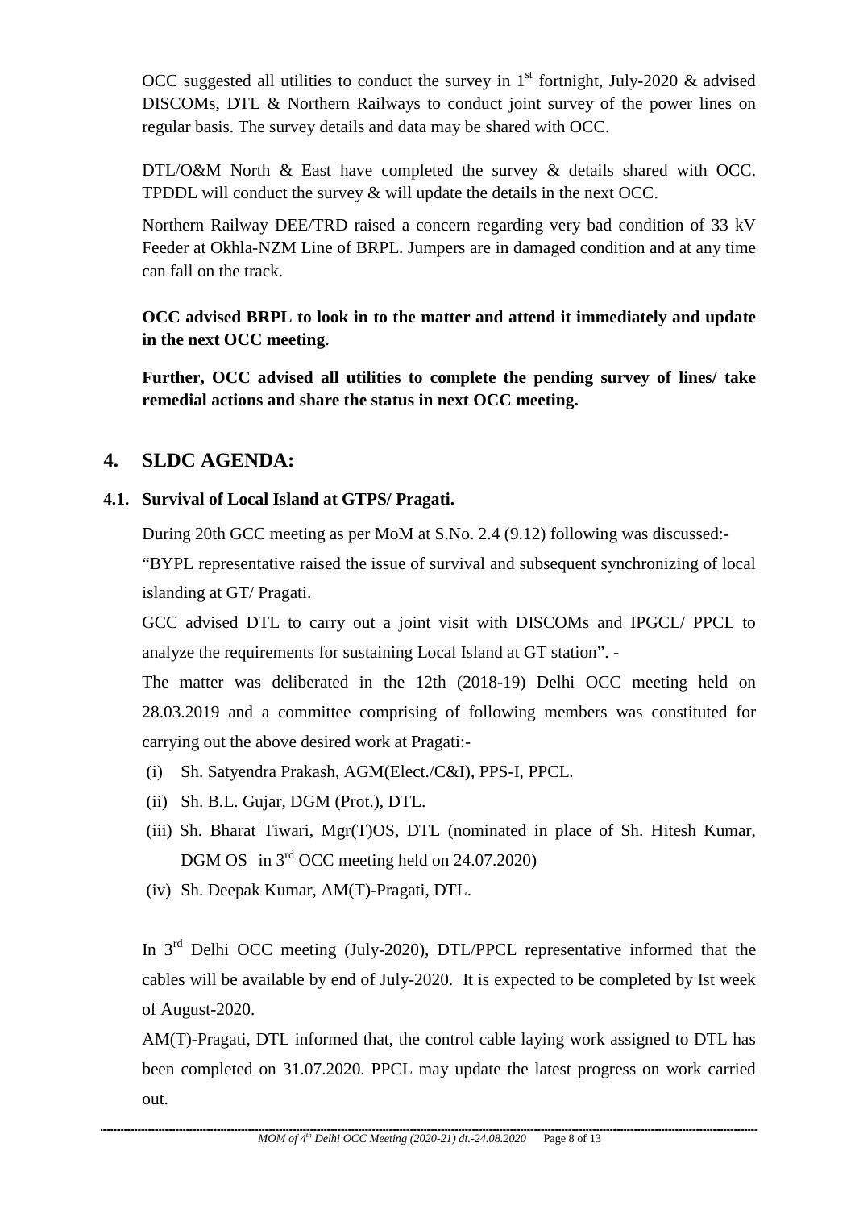OCC suggested all utilities to conduct the survey in 1st fortnight, July-2020 & advised DISCOMs, DTL & Northern Railways to conduct joint survey of the power lines on regular basis. The survey details and data may be shared with OCC.

DTL/O&M North & East have completed the survey & details shared with OCC. TPDDL will conduct the survey & will update the details in the next OCC.

Northern Railway DEE/TRD raised a concern regarding very bad condition of 33 kV Feeder at Okhla-NZM Line of BRPL. Jumpers are in damaged condition and at any time can fall on the track.

**OCC advised BRPL to look in to the matter and attend it immediately and update in the next OCC meeting.**

**Further, OCC advised all utilities to complete the pending survey of lines/ take remedial actions and share the status in next OCC meeting.**

## 4. SLDC AGENDA:

### 4.1. Survival of Local Island at GTPS/ Pragati.

During 20th GCC meeting as per MoM at S.No. 2.4 (9.12) following was discussed:-

"BYPL representative raised the issue of survival and subsequent synchronizing of local islanding at GT/ Pragati.

GCC advised DTL to carry out a joint visit with DISCOMs and IPGCL/ PPCL to analyze the requirements for sustaining Local Island at GT station". -

The matter was deliberated in the 12th (2018-19) Delhi OCC meeting held on 28.03.2019 and a committee comprising of following members was constituted for carrying out the above desired work at Pragati:-

(i) Sh. Satyendra Prakash, AGM(Elect./C&I), PPS-I, PPCL.

(ii) Sh. B.L. Gujar, DGM (Prot.), DTL.

(iii) Sh. Bharat Tiwari, Mgr(T)OS, DTL (nominated in place of Sh. Hitesh Kumar, DGM OS in 3rd OCC meeting held on 24.07.2020)

(iv) Sh. Deepak Kumar, AM(T)-Pragati, DTL.

In 3rd Delhi OCC meeting (July-2020), DTL/PPCL representative informed that the cables will be available by end of July-2020. It is expected to be completed by Ist week of August-2020.

AM(T)-Pragati, DTL informed that, the control cable laying work assigned to DTL has been completed on 31.07.2020. PPCL may update the latest progress on work carried out.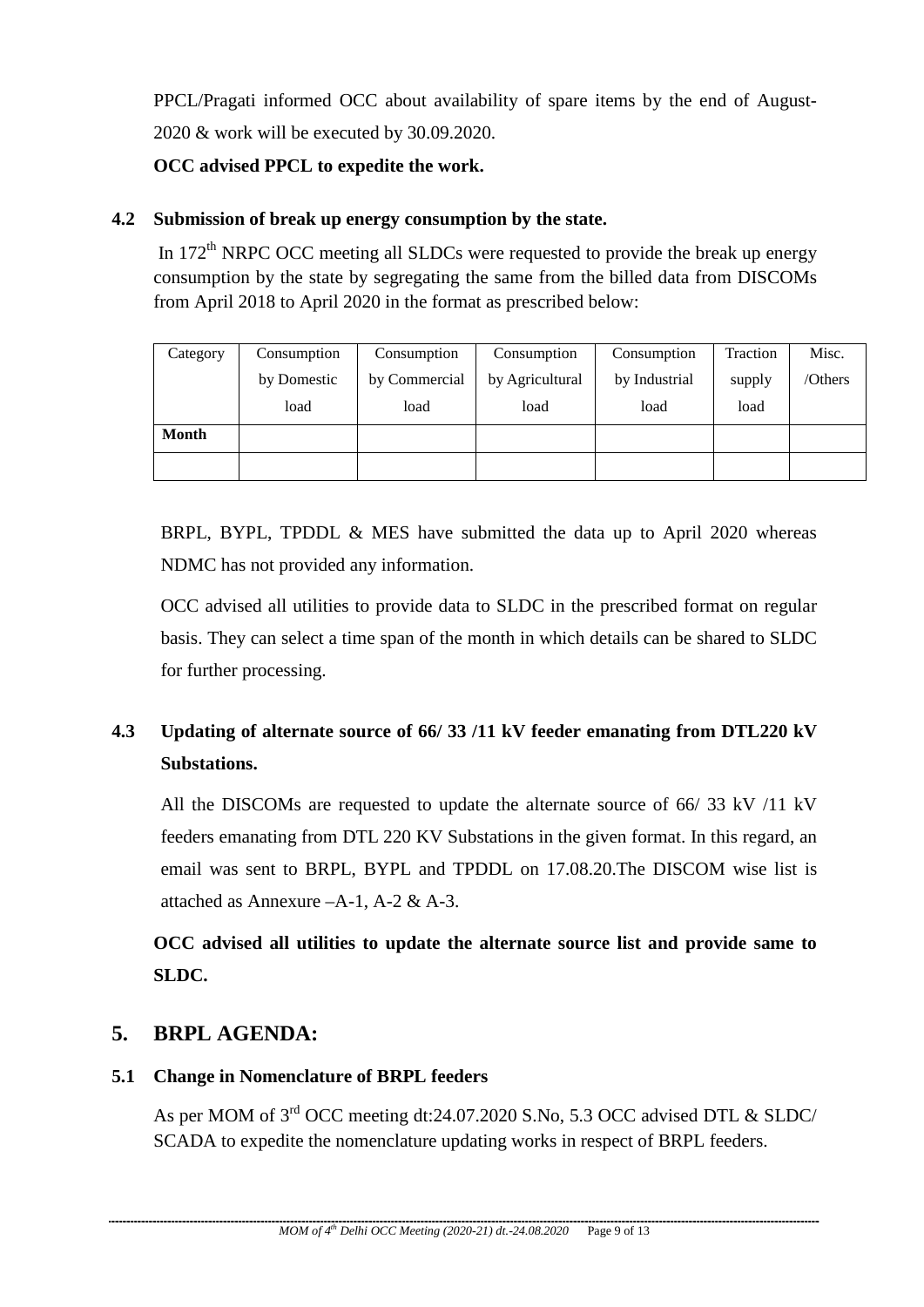PPCL/Pragati informed OCC about availability of spare items by the end of August-2020 & work will be executed by 30.09.2020.

**OCC advised PPCL to expedite the work.**

### 4.2 Submission of break up energy consumption by the state.

In 172[th] NRPC OCC meeting all SLDCs were requested to provide the break up energy consumption by the state by segregating the same from the billed data from DISCOMs from April 2018 to April 2020 in the format as prescribed below:

| Category | Consumption by Domestic load | Consumption by Commercial load | Consumption by Agricultural load | Consumption by Industrial load | Traction supply load | Misc. /Others |
|---|---|---|---|---|---|---|
| **Month** | | | | | | |
| | | | | | | |

BRPL, BYPL, TPDDL & MES have submitted the data up to April 2020 whereas NDMC has not provided any information.

OCC advised all utilities to provide data to SLDC in the prescribed format on regular basis. They can select a time span of the month in which details can be shared to SLDC for further processing.

### 4.3 Updating of alternate source of 66/ 33 /11 kV feeder emanating from DTL220 kV Substations.

All the DISCOMs are requested to update the alternate source of 66/ 33 kV /11 kV feeders emanating from DTL 220 KV Substations in the given format. In this regard, an email was sent to BRPL, BYPL and TPDDL on 17.08.20.The DISCOM wise list is attached as Annexure –A-1, A-2 & A-3.

**OCC advised all utilities to update the alternate source list and provide same to SLDC.**

## 5. BRPL AGENDA:

### 5.1 Change in Nomenclature of BRPL feeders

As per MOM of 3[rd] OCC meeting dt:24.07.2020 S.No, 5.3 OCC advised DTL & SLDC/ SCADA to expedite the nomenclature updating works in respect of BRPL feeders.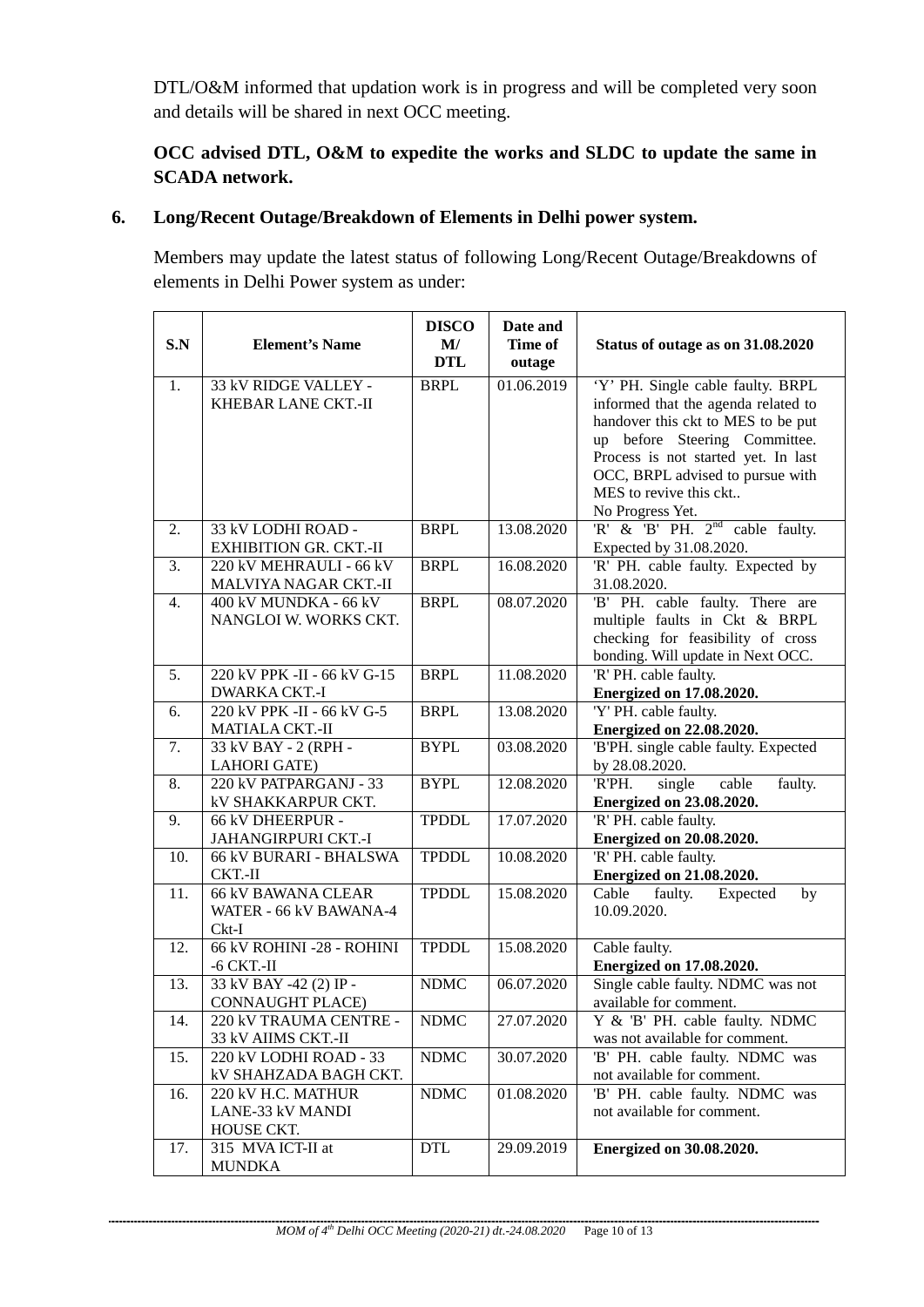DTL/O&M informed that updation work is in progress and will be completed very soon and details will be shared in next OCC meeting.

**OCC advised DTL, O&M to expedite the works and SLDC to update the same in SCADA network.**

## 6. Long/Recent Outage/Breakdown of Elements in Delhi power system.

Members may update the latest status of following Long/Recent Outage/Breakdowns of elements in Delhi Power system as under:

| S.N | Element's Name | DISCO M/ DTL | Date and Time of outage | Status of outage as on 31.08.2020 |
|---|---|---|---|---|
| 1. | 33 kV RIDGE VALLEY - KHEBAR LANE CKT.-II | BRPL | 01.06.2019 | 'Y' PH. Single cable faulty. BRPL informed that the agenda related to handover this ckt to MES to be put up before Steering Committee. Process is not started yet. In last OCC, BRPL advised to pursue with MES to revive this ckt.. No Progress Yet. |
| 2. | 33 kV LODHI ROAD - EXHIBITION GR. CKT.-II | BRPL | 13.08.2020 | 'R' & 'B' PH. 2nd cable faulty. Expected by 31.08.2020. |
| 3. | 220 kV MEHRAULI - 66 kV MALVIYA NAGAR CKT.-II | BRPL | 16.08.2020 | 'R' PH. cable faulty. Expected by 31.08.2020. |
| 4. | 400 kV MUNDKA - 66 kV NANGLOI W. WORKS CKT. | BRPL | 08.07.2020 | 'B' PH. cable faulty. There are multiple faults in Ckt & BRPL checking for feasibility of cross bonding. Will update in Next OCC. |
| 5. | 220 kV PPK -II - 66 kV G-15 DWARKA CKT.-I | BRPL | 11.08.2020 | 'R' PH. cable faulty. **Energized on 17.08.2020.** |
| 6. | 220 kV PPK -II - 66 kV G-5 MATIALA CKT.-II | BRPL | 13.08.2020 | 'Y' PH. cable faulty. **Energized on 22.08.2020.** |
| 7. | 33 kV BAY - 2 (RPH - LAHORI GATE) | BYPL | 03.08.2020 | 'B'PH. single cable faulty. Expected by 28.08.2020. |
| 8. | 220 kV PATPARGANJ - 33 kV SHAKKARPUR CKT. | BYPL | 12.08.2020 | 'R'PH. single cable faulty. **Energized on 23.08.2020.** |
| 9. | 66 kV DHEERPUR - JAHANGIRPURI CKT.-I | TPDDL | 17.07.2020 | 'R' PH. cable faulty. **Energized on 20.08.2020.** |
| 10. | 66 kV BURARI - BHALSWA CKT.-II | TPDDL | 10.08.2020 | 'R' PH. cable faulty. **Energized on 21.08.2020.** |
| 11. | 66 kV BAWANA CLEAR WATER - 66 kV BAWANA-4 Ckt-I | TPDDL | 15.08.2020 | Cable faulty. Expected by 10.09.2020. |
| 12. | 66 kV ROHINI -28 - ROHINI -6 CKT.-II | TPDDL | 15.08.2020 | Cable faulty. **Energized on 17.08.2020.** |
| 13. | 33 kV BAY -42 (2) IP - CONNAUGHT PLACE) | NDMC | 06.07.2020 | Single cable faulty. NDMC was not available for comment. |
| 14. | 220 kV TRAUMA CENTRE - 33 kV AIIMS CKT.-II | NDMC | 27.07.2020 | Y & 'B' PH. cable faulty. NDMC was not available for comment. |
| 15. | 220 kV LODHI ROAD - 33 kV SHAHZADA BAGH CKT. | NDMC | 30.07.2020 | 'B' PH. cable faulty. NDMC was not available for comment. |
| 16. | 220 kV H.C. MATHUR LANE-33 kV MANDI HOUSE CKT. | NDMC | 01.08.2020 | 'B' PH. cable faulty. NDMC was not available for comment. |
| 17. | 315 MVA ICT-II at MUNDKA | DTL | 29.09.2019 | **Energized on 30.08.2020.** |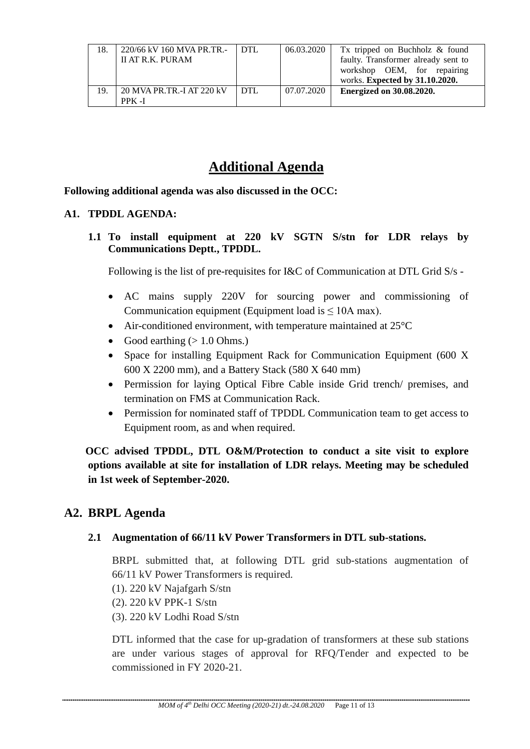| 18. | 220/66 kV 160 MVA PR.TR.-II AT R.K. PURAM | DTL | 06.03.2020 | Tx tripped on Buchholz & found faulty. Transformer already sent to workshop OEM, for repairing works. **Expected by 31.10.2020.** |
|---|---|---|---|---|
| 19. | 20 MVA PR.TR.-I AT 220 kV PPK -I | DTL | 07.07.2020 | **Energized on 30.08.2020.** |

# Additional Agenda

**Following additional agenda was also discussed in the OCC:**

## A1. TPDDL AGENDA:

### 1.1 To install equipment at 220 kV SGTN S/stn for LDR relays by Communications Deptt., TPDDL.

Following is the list of pre-requisites for I&C of Communication at DTL Grid S/s -

- AC mains supply 220V for sourcing power and commissioning of Communication equipment (Equipment load is $\leq$ 10A max).
- Air-conditioned environment, with temperature maintained at 25°C
- Good earthing (> 1.0 Ohms.)
- Space for installing Equipment Rack for Communication Equipment (600 X 600 X 2200 mm), and a Battery Stack (580 X 640 mm)
- Permission for laying Optical Fibre Cable inside Grid trench/ premises, and termination on FMS at Communication Rack.
- Permission for nominated staff of TPDDL Communication team to get access to Equipment room, as and when required.

**OCC advised TPDDL, DTL O&M/Protection to conduct a site visit to explore options available at site for installation of LDR relays. Meeting may be scheduled in 1st week of September-2020.**

## A2. BRPL Agenda

### 2.1 Augmentation of 66/11 kV Power Transformers in DTL sub-stations.

BRPL submitted that, at following DTL grid sub-stations augmentation of 66/11 kV Power Transformers is required.

(1). 220 kV Najafgarh S/stn
(2). 220 kV PPK-1 S/stn
(3). 220 kV Lodhi Road S/stn

DTL informed that the case for up-gradation of transformers at these sub stations are under various stages of approval for RFQ/Tender and expected to be commissioned in FY 2020-21.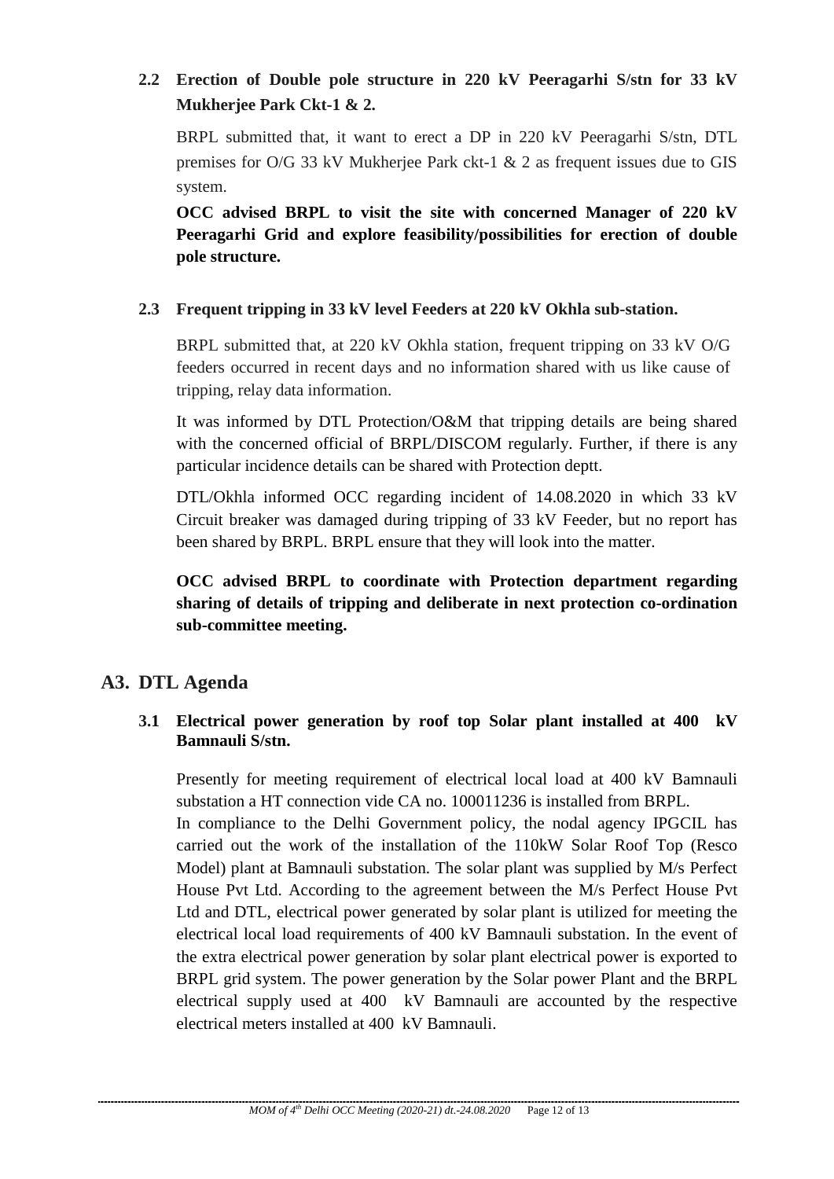### 2.2 Erection of Double pole structure in 220 kV Peeragarhi S/stn for 33 kV Mukherjee Park Ckt-1 & 2.

BRPL submitted that, it want to erect a DP in 220 kV Peeragarhi S/stn, DTL premises for O/G 33 kV Mukherjee Park ckt-1 & 2 as frequent issues due to GIS system.

**OCC advised BRPL to visit the site with concerned Manager of 220 kV Peeragarhi Grid and explore feasibility/possibilities for erection of double pole structure.**

### 2.3 Frequent tripping in 33 kV level Feeders at 220 kV Okhla sub-station.

BRPL submitted that, at 220 kV Okhla station, frequent tripping on 33 kV O/G feeders occurred in recent days and no information shared with us like cause of tripping, relay data information.

It was informed by DTL Protection/O&M that tripping details are being shared with the concerned official of BRPL/DISCOM regularly. Further, if there is any particular incidence details can be shared with Protection deptt.

DTL/Okhla informed OCC regarding incident of 14.08.2020 in which 33 kV Circuit breaker was damaged during tripping of 33 kV Feeder, but no report has been shared by BRPL. BRPL ensure that they will look into the matter.

**OCC advised BRPL to coordinate with Protection department regarding sharing of details of tripping and deliberate in next protection co-ordination sub-committee meeting.**

## A3. DTL Agenda

### 3.1 Electrical power generation by roof top Solar plant installed at 400 kV Bamnauli S/stn.

Presently for meeting requirement of electrical local load at 400 kV Bamnauli substation a HT connection vide CA no. 100011236 is installed from BRPL.

In compliance to the Delhi Government policy, the nodal agency IPGCIL has carried out the work of the installation of the 110kW Solar Roof Top (Resco Model) plant at Bamnauli substation. The solar plant was supplied by M/s Perfect House Pvt Ltd. According to the agreement between the M/s Perfect House Pvt Ltd and DTL, electrical power generated by solar plant is utilized for meeting the electrical local load requirements of 400 kV Bamnauli substation. In the event of the extra electrical power generation by solar plant electrical power is exported to BRPL grid system. The power generation by the Solar power Plant and the BRPL electrical supply used at 400 kV Bamnauli are accounted by the respective electrical meters installed at 400 kV Bamnauli.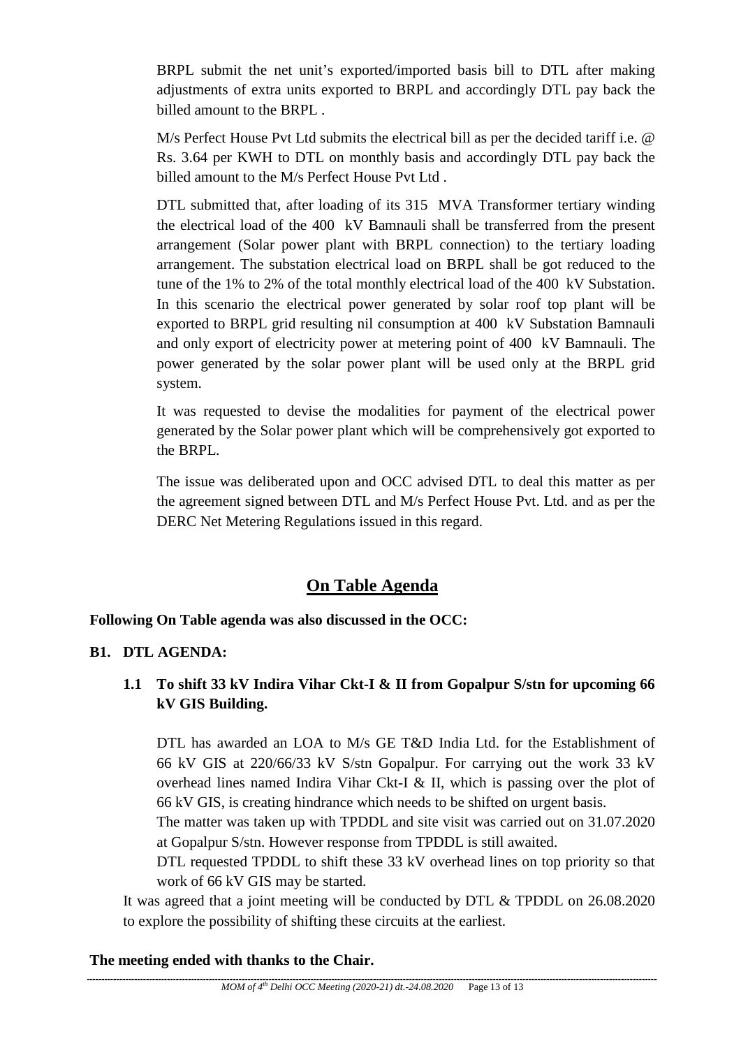BRPL submit the net unit's exported/imported basis bill to DTL after making adjustments of extra units exported to BRPL and accordingly DTL pay back the billed amount to the BRPL .

M/s Perfect House Pvt Ltd submits the electrical bill as per the decided tariff i.e. @ Rs. 3.64 per KWH to DTL on monthly basis and accordingly DTL pay back the billed amount to the M/s Perfect House Pvt Ltd .

DTL submitted that, after loading of its 315 MVA Transformer tertiary winding the electrical load of the 400 kV Bamnauli shall be transferred from the present arrangement (Solar power plant with BRPL connection) to the tertiary loading arrangement. The substation electrical load on BRPL shall be got reduced to the tune of the 1% to 2% of the total monthly electrical load of the 400 kV Substation. In this scenario the electrical power generated by solar roof top plant will be exported to BRPL grid resulting nil consumption at 400 kV Substation Bamnauli and only export of electricity power at metering point of 400 kV Bamnauli. The power generated by the solar power plant will be used only at the BRPL grid system.

It was requested to devise the modalities for payment of the electrical power generated by the Solar power plant which will be comprehensively got exported to the BRPL.

The issue was deliberated upon and OCC advised DTL to deal this matter as per the agreement signed between DTL and M/s Perfect House Pvt. Ltd. and as per the DERC Net Metering Regulations issued in this regard.

## On Table Agenda

**Following On Table agenda was also discussed in the OCC:**

**B1. DTL AGENDA:**

### 1.1 To shift 33 kV Indira Vihar Ckt-I & II from Gopalpur S/stn for upcoming 66 kV GIS Building.

DTL has awarded an LOA to M/s GE T&D India Ltd. for the Establishment of 66 kV GIS at 220/66/33 kV S/stn Gopalpur. For carrying out the work 33 kV overhead lines named Indira Vihar Ckt-I & II, which is passing over the plot of 66 kV GIS, is creating hindrance which needs to be shifted on urgent basis.

The matter was taken up with TPDDL and site visit was carried out on 31.07.2020 at Gopalpur S/stn. However response from TPDDL is still awaited.

DTL requested TPDDL to shift these 33 kV overhead lines on top priority so that work of 66 kV GIS may be started.

It was agreed that a joint meeting will be conducted by DTL & TPDDL on 26.08.2020 to explore the possibility of shifting these circuits at the earliest.

**The meeting ended with thanks to the Chair.**